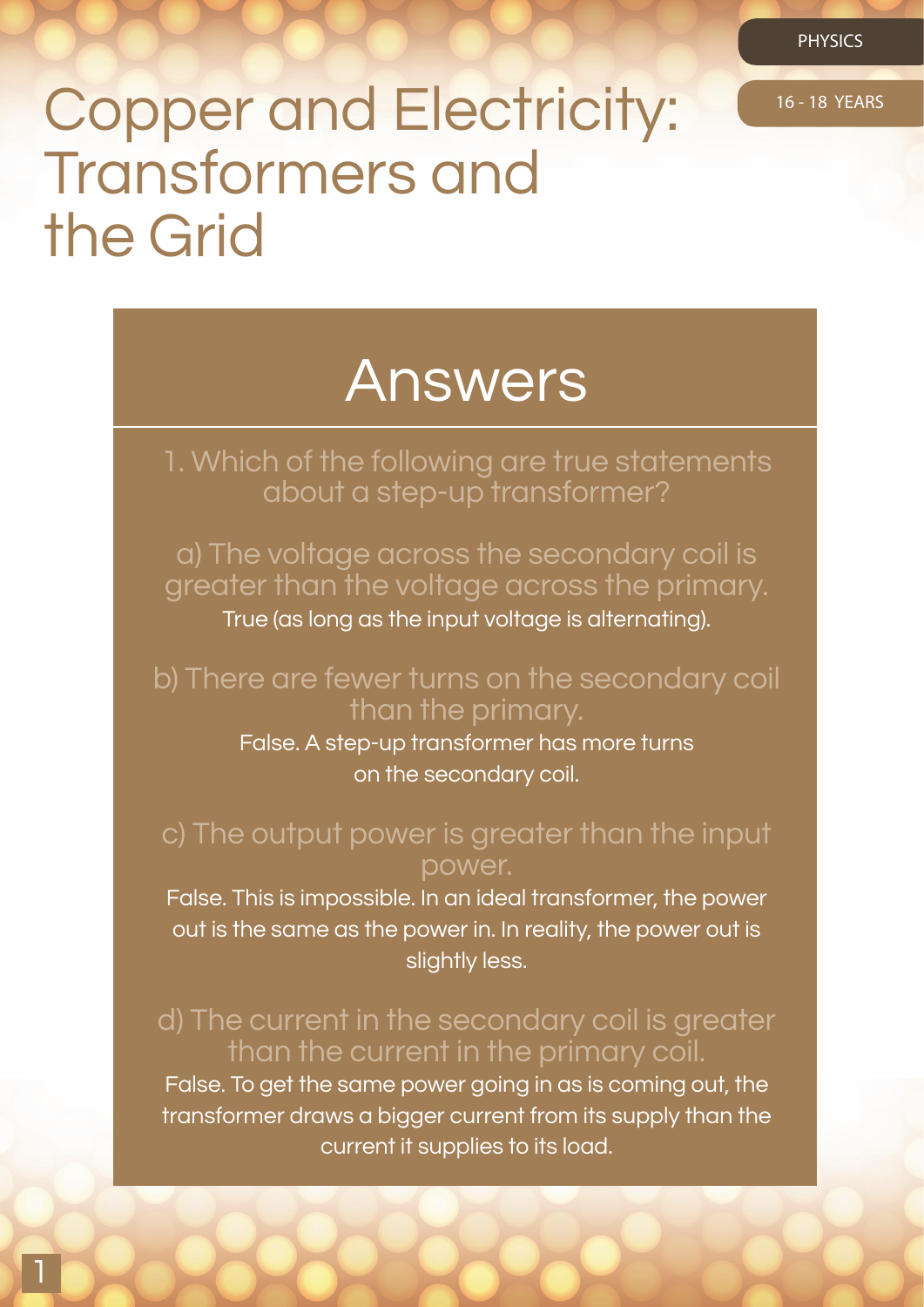# Copper and Electricity: Transformers and the Grid

PHYSICS

16 - 18 YEARS

## Answers

1. Which of the following are true statements about a step-up transformer?

a) The voltage across the secondary coil is greater than the voltage across the primary.

True (as long as the input voltage is alternating).

b) There are fewer turns on the secondary coil than the primary.

False. A step-up transformer has more turns on the secondary coil.

c) The output power is greater than the input power.

False. This is impossible. In an ideal transformer, the power out is the same as the power in. In reality, the power out is slightly less.

d) The current in the secondary coil is greater than the current in the primary coil.

False. To get the same power going in as is coming out, the transformer draws a bigger current from its supply than the current it supplies to its load.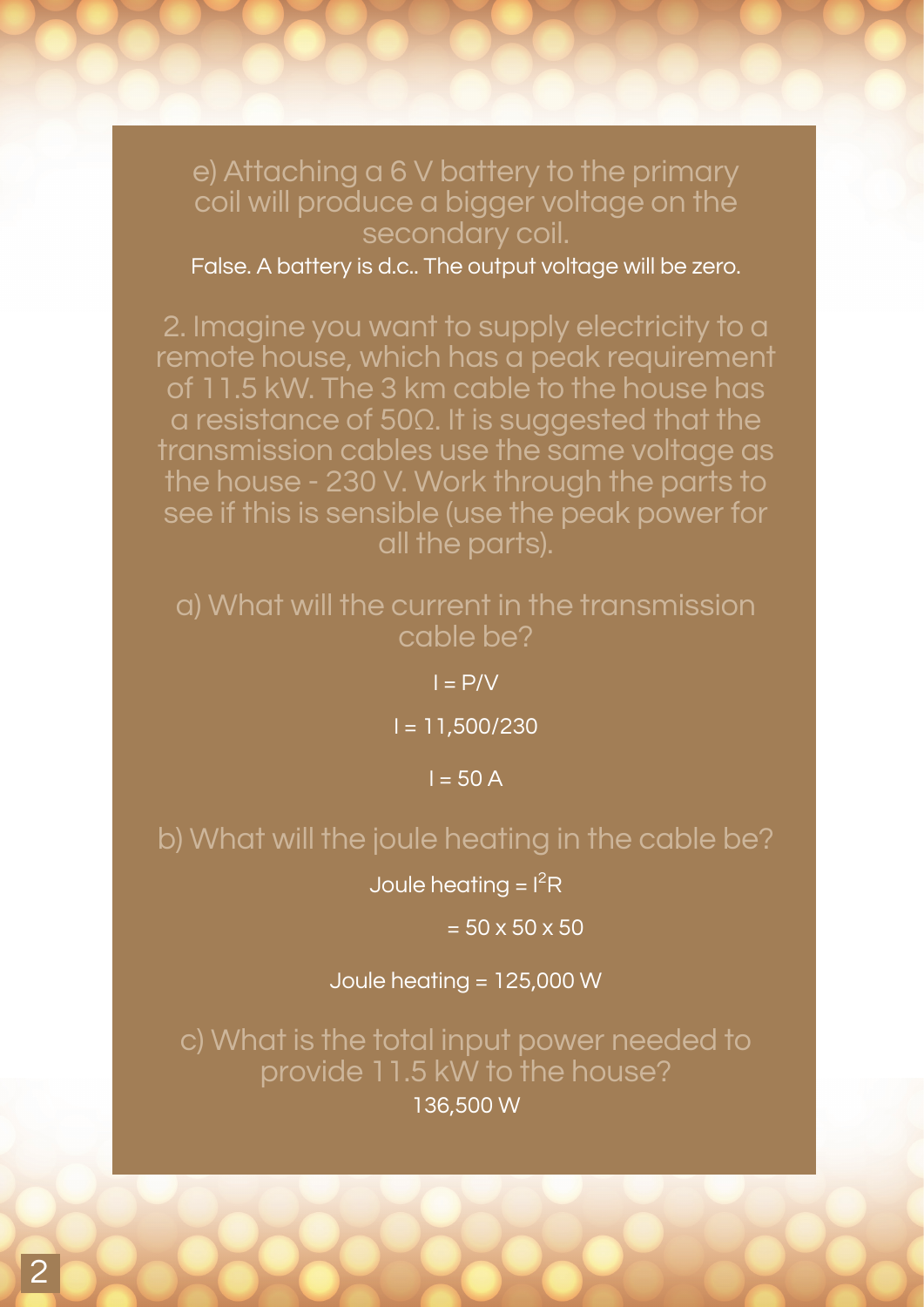e) Attaching a 6 V battery to the primary coil will produce a bigger voltage on the secondary coil.

False. A battery is d.c.. The output voltage will be zero.

2. Imagine you want to supply electricity to a remote house, which has a peak requirement of 11.5 kW. The 3 km cable to the house has a resistance of 50Ω. It is suggested that the transmission cables use the same voltage as the house - 230 V. Work through the parts to see if this is sensible (use the peak power for all the parts).

a) What will the current in the transmission cable be?

$I = P/V$

$I = 11{,}500/230$

$I = 50$ A

b) What will the joule heating in the cable be?

Joule heating $= I^2R$

$= 50 \times 50 \times 50$

Joule heating = 125,000 W

c) What is the total input power needed to provide 11.5 kW to the house?

136,500 W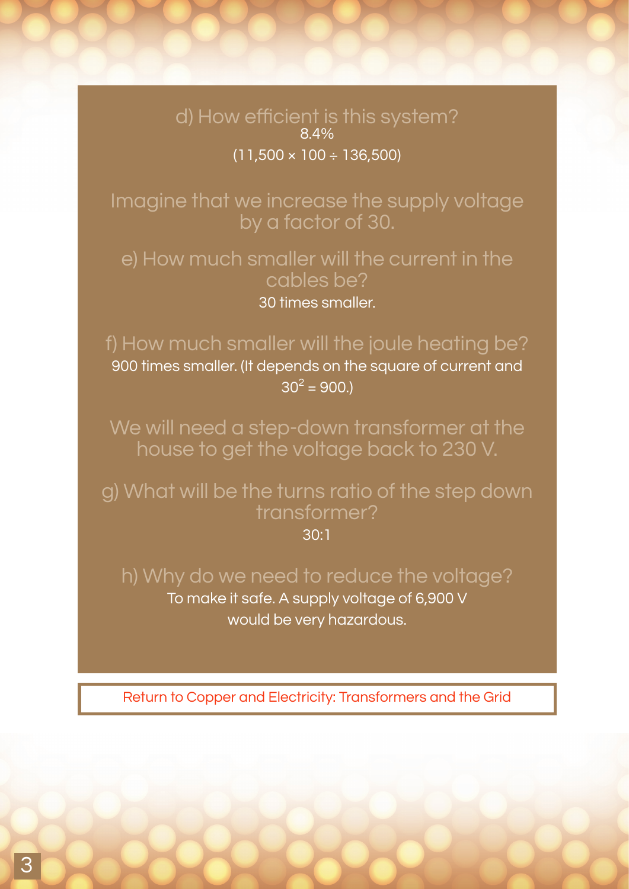d) How efficient is this system?

8.4%

(11,500 × 100 ÷ 136,500)

Imagine that we increase the supply voltage by a factor of 30.

e) How much smaller will the current in the cables be?

30 times smaller.

f) How much smaller will the joule heating be?

900 times smaller. (It depends on the square of current and $30^2 = 900$.)

We will need a step-down transformer at the house to get the voltage back to 230 V.

g) What will be the turns ratio of the step down transformer?

30:1

h) Why do we need to reduce the voltage?

To make it safe. A supply voltage of 6,900 V would be very hazardous.

Return to Copper and Electricity: Transformers and the Grid